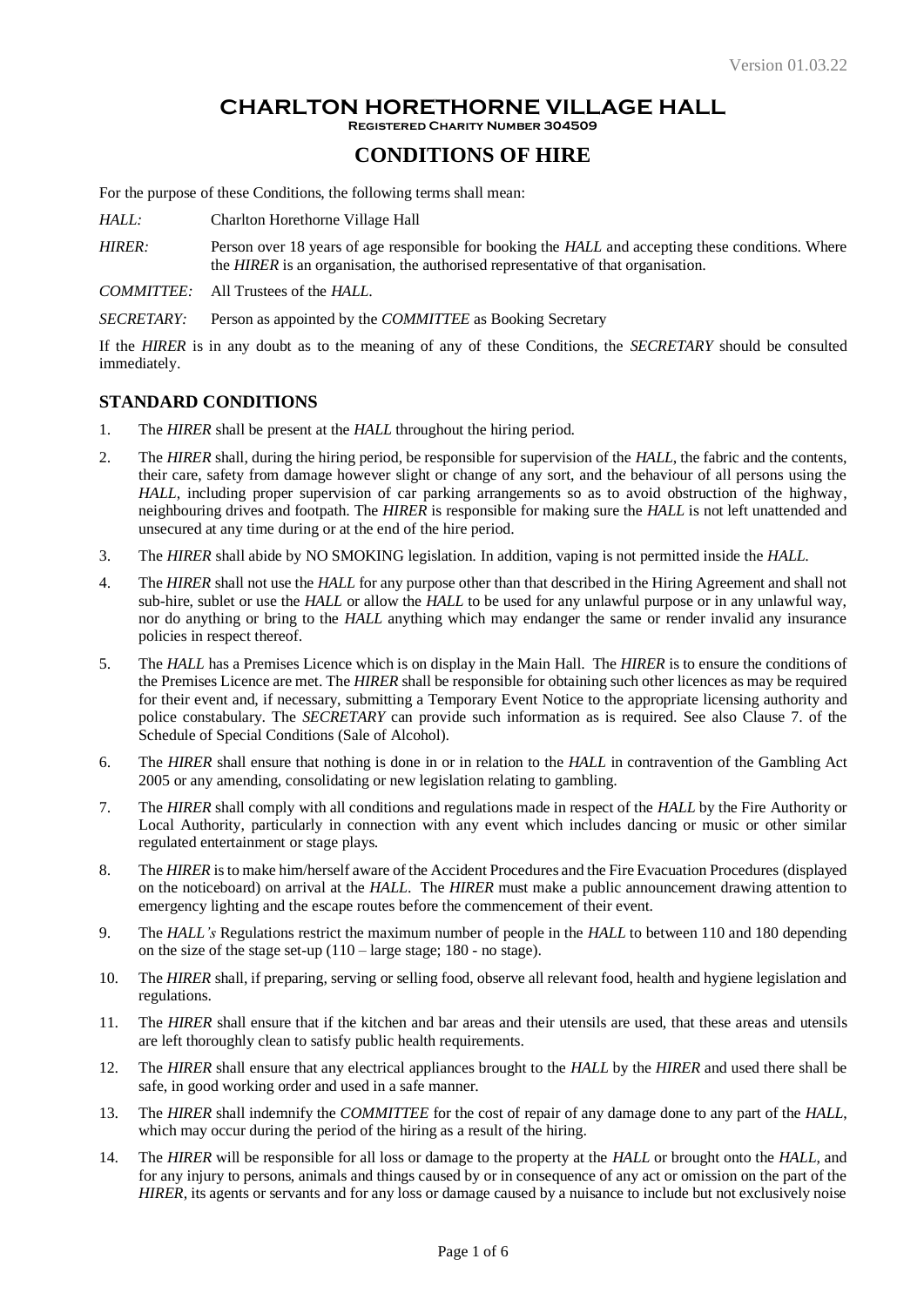# CHARLTON HORETHORNE VILLAGE HALL

**Registered Charity Number 304509**

## CONDITIONS OF HIRE

For the purpose of these Conditions, the following terms shall mean:

*HALL:* Charlton Horethorne Village Hall

*HIRER:* Person over 18 years of age responsible for booking the *HALL* and accepting these conditions. Where the *HIRER* is an organisation, the authorised representative of that organisation.

*COMMITTEE:* All Trustees of the *HALL*.

*SECRETARY:* Person as appointed by the *COMMITTEE* as Booking Secretary

If the *HIRER* is in any doubt as to the meaning of any of these Conditions, the *SECRETARY* should be consulted immediately.

### STANDARD CONDITIONS

1. The *HIRER* shall be present at the *HALL* throughout the hiring period.
2. The *HIRER* shall, during the hiring period, be responsible for supervision of the *HALL*, the fabric and the contents, their care, safety from damage however slight or change of any sort, and the behaviour of all persons using the *HALL*, including proper supervision of car parking arrangements so as to avoid obstruction of the highway, neighbouring drives and footpath. The *HIRER* is responsible for making sure the *HALL* is not left unattended and unsecured at any time during or at the end of the hire period.
3. The *HIRER* shall abide by NO SMOKING legislation. In addition, vaping is not permitted inside the *HALL*.
4. The *HIRER* shall not use the *HALL* for any purpose other than that described in the Hiring Agreement and shall not sub-hire, sublet or use the *HALL* or allow the *HALL* to be used for any unlawful purpose or in any unlawful way, nor do anything or bring to the *HALL* anything which may endanger the same or render invalid any insurance policies in respect thereof.
5. The *HALL* has a Premises Licence which is on display in the Main Hall. The *HIRER* is to ensure the conditions of the Premises Licence are met. The *HIRER* shall be responsible for obtaining such other licences as may be required for their event and, if necessary, submitting a Temporary Event Notice to the appropriate licensing authority and police constabulary. The *SECRETARY* can provide such information as is required. See also Clause 7. of the Schedule of Special Conditions (Sale of Alcohol).
6. The *HIRER* shall ensure that nothing is done in or in relation to the *HALL* in contravention of the Gambling Act 2005 or any amending, consolidating or new legislation relating to gambling.
7. The *HIRER* shall comply with all conditions and regulations made in respect of the *HALL* by the Fire Authority or Local Authority, particularly in connection with any event which includes dancing or music or other similar regulated entertainment or stage plays.
8. The *HIRER* is to make him/herself aware of the Accident Procedures and the Fire Evacuation Procedures (displayed on the noticeboard) on arrival at the *HALL*. The *HIRER* must make a public announcement drawing attention to emergency lighting and the escape routes before the commencement of their event.
9. The *HALL's* Regulations restrict the maximum number of people in the *HALL* to between 110 and 180 depending on the size of the stage set-up (110 – large stage; 180 - no stage).
10. The *HIRER* shall, if preparing, serving or selling food, observe all relevant food, health and hygiene legislation and regulations.
11. The *HIRER* shall ensure that if the kitchen and bar areas and their utensils are used, that these areas and utensils are left thoroughly clean to satisfy public health requirements.
12. The *HIRER* shall ensure that any electrical appliances brought to the *HALL* by the *HIRER* and used there shall be safe, in good working order and used in a safe manner.
13. The *HIRER* shall indemnify the *COMMITTEE* for the cost of repair of any damage done to any part of the *HALL*, which may occur during the period of the hiring as a result of the hiring.
14. The *HIRER* will be responsible for all loss or damage to the property at the *HALL* or brought onto the *HALL*, and for any injury to persons, animals and things caused by or in consequence of any act or omission on the part of the *HIRER*, its agents or servants and for any loss or damage caused by a nuisance to include but not exclusively noise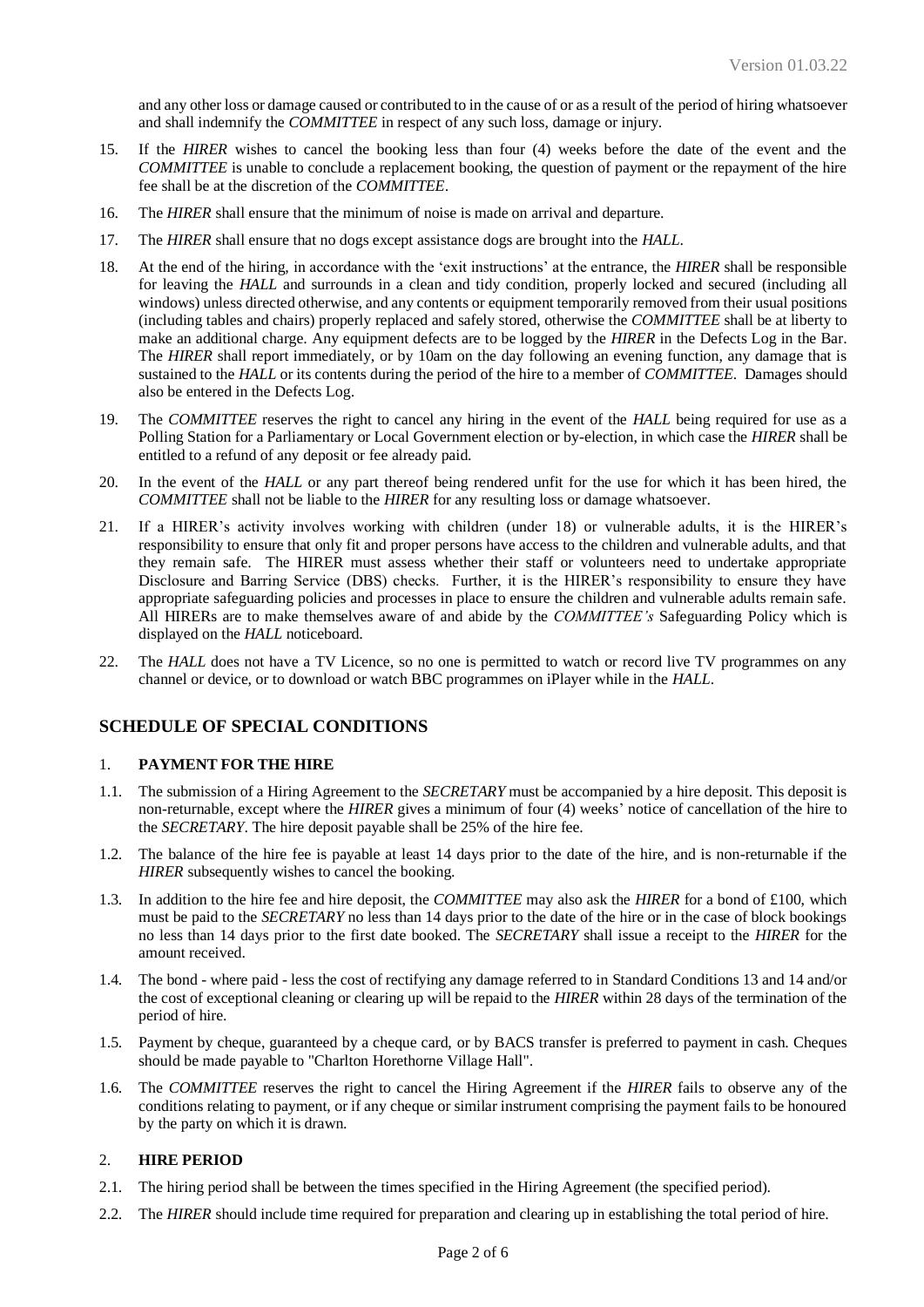and any other loss or damage caused or contributed to in the cause of or as a result of the period of hiring whatsoever and shall indemnify the *COMMITTEE* in respect of any such loss, damage or injury.

15. If the *HIRER* wishes to cancel the booking less than four (4) weeks before the date of the event and the *COMMITTEE* is unable to conclude a replacement booking, the question of payment or the repayment of the hire fee shall be at the discretion of the *COMMITTEE*.

16. The *HIRER* shall ensure that the minimum of noise is made on arrival and departure.

17. The *HIRER* shall ensure that no dogs except assistance dogs are brought into the *HALL*.

18. At the end of the hiring, in accordance with the 'exit instructions' at the entrance, the *HIRER* shall be responsible for leaving the *HALL* and surrounds in a clean and tidy condition, properly locked and secured (including all windows) unless directed otherwise, and any contents or equipment temporarily removed from their usual positions (including tables and chairs) properly replaced and safely stored, otherwise the *COMMITTEE* shall be at liberty to make an additional charge. Any equipment defects are to be logged by the *HIRER* in the Defects Log in the Bar. The *HIRER* shall report immediately, or by 10am on the day following an evening function, any damage that is sustained to the *HALL* or its contents during the period of the hire to a member of *COMMITTEE*. Damages should also be entered in the Defects Log.

19. The *COMMITTEE* reserves the right to cancel any hiring in the event of the *HALL* being required for use as a Polling Station for a Parliamentary or Local Government election or by-election, in which case the *HIRER* shall be entitled to a refund of any deposit or fee already paid.

20. In the event of the *HALL* or any part thereof being rendered unfit for the use for which it has been hired, the *COMMITTEE* shall not be liable to the *HIRER* for any resulting loss or damage whatsoever.

21. If a HIRER's activity involves working with children (under 18) or vulnerable adults, it is the HIRER's responsibility to ensure that only fit and proper persons have access to the children and vulnerable adults, and that they remain safe. The HIRER must assess whether their staff or volunteers need to undertake appropriate Disclosure and Barring Service (DBS) checks. Further, it is the HIRER's responsibility to ensure they have appropriate safeguarding policies and processes in place to ensure the children and vulnerable adults remain safe. All HIRERs are to make themselves aware of and abide by the *COMMITTEE's* Safeguarding Policy which is displayed on the *HALL* noticeboard.

22. The *HALL* does not have a TV Licence, so no one is permitted to watch or record live TV programmes on any channel or device, or to download or watch BBC programmes on iPlayer while in the *HALL*.

## SCHEDULE OF SPECIAL CONDITIONS

### 1. PAYMENT FOR THE HIRE

1.1. The submission of a Hiring Agreement to the *SECRETARY* must be accompanied by a hire deposit. This deposit is non-returnable, except where the *HIRER* gives a minimum of four (4) weeks' notice of cancellation of the hire to the *SECRETARY*. The hire deposit payable shall be 25% of the hire fee.

1.2. The balance of the hire fee is payable at least 14 days prior to the date of the hire, and is non-returnable if the *HIRER* subsequently wishes to cancel the booking.

1.3. In addition to the hire fee and hire deposit, the *COMMITTEE* may also ask the *HIRER* for a bond of £100, which must be paid to the *SECRETARY* no less than 14 days prior to the date of the hire or in the case of block bookings no less than 14 days prior to the first date booked. The *SECRETARY* shall issue a receipt to the *HIRER* for the amount received.

1.4. The bond - where paid - less the cost of rectifying any damage referred to in Standard Conditions 13 and 14 and/or the cost of exceptional cleaning or clearing up will be repaid to the *HIRER* within 28 days of the termination of the period of hire.

1.5. Payment by cheque, guaranteed by a cheque card, or by BACS transfer is preferred to payment in cash. Cheques should be made payable to "Charlton Horethorne Village Hall".

1.6. The *COMMITTEE* reserves the right to cancel the Hiring Agreement if the *HIRER* fails to observe any of the conditions relating to payment, or if any cheque or similar instrument comprising the payment fails to be honoured by the party on which it is drawn.

### 2. HIRE PERIOD

2.1. The hiring period shall be between the times specified in the Hiring Agreement (the specified period).

2.2. The *HIRER* should include time required for preparation and clearing up in establishing the total period of hire.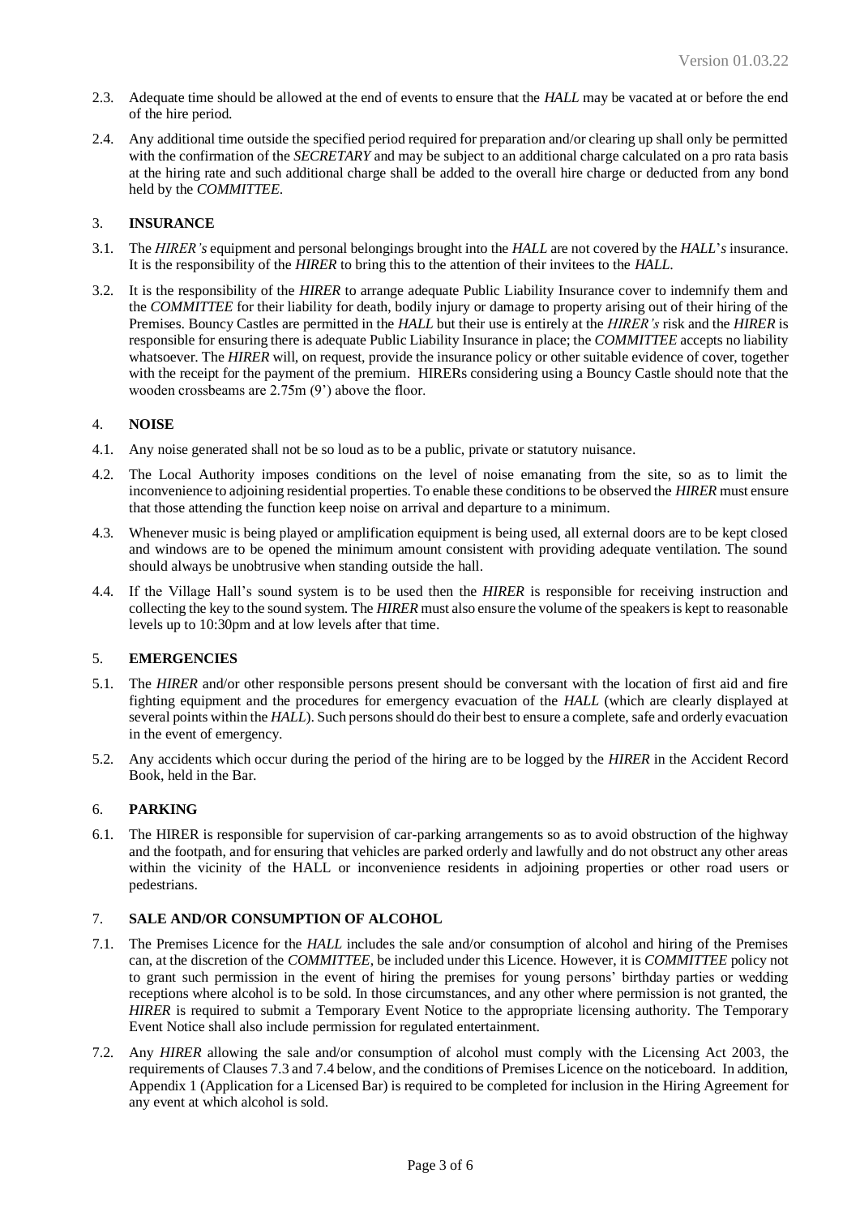2.3. Adequate time should be allowed at the end of events to ensure that the *HALL* may be vacated at or before the end of the hire period.

2.4. Any additional time outside the specified period required for preparation and/or clearing up shall only be permitted with the confirmation of the *SECRETARY* and may be subject to an additional charge calculated on a pro rata basis at the hiring rate and such additional charge shall be added to the overall hire charge or deducted from any bond held by the *COMMITTEE*.

## 3. INSURANCE

3.1. The *HIRER's* equipment and personal belongings brought into the *HALL* are not covered by the *HALL's* insurance. It is the responsibility of the *HIRER* to bring this to the attention of their invitees to the *HALL*.

3.2. It is the responsibility of the *HIRER* to arrange adequate Public Liability Insurance cover to indemnify them and the *COMMITTEE* for their liability for death, bodily injury or damage to property arising out of their hiring of the Premises. Bouncy Castles are permitted in the *HALL* but their use is entirely at the *HIRER's* risk and the *HIRER* is responsible for ensuring there is adequate Public Liability Insurance in place; the *COMMITTEE* accepts no liability whatsoever. The *HIRER* will, on request, provide the insurance policy or other suitable evidence of cover, together with the receipt for the payment of the premium. HIRERs considering using a Bouncy Castle should note that the wooden crossbeams are 2.75m (9') above the floor.

## 4. NOISE

4.1. Any noise generated shall not be so loud as to be a public, private or statutory nuisance.

4.2. The Local Authority imposes conditions on the level of noise emanating from the site, so as to limit the inconvenience to adjoining residential properties. To enable these conditions to be observed the *HIRER* must ensure that those attending the function keep noise on arrival and departure to a minimum.

4.3. Whenever music is being played or amplification equipment is being used, all external doors are to be kept closed and windows are to be opened the minimum amount consistent with providing adequate ventilation. The sound should always be unobtrusive when standing outside the hall.

4.4. If the Village Hall's sound system is to be used then the *HIRER* is responsible for receiving instruction and collecting the key to the sound system. The *HIRER* must also ensure the volume of the speakers is kept to reasonable levels up to 10:30pm and at low levels after that time.

## 5. EMERGENCIES

5.1. The *HIRER* and/or other responsible persons present should be conversant with the location of first aid and fire fighting equipment and the procedures for emergency evacuation of the *HALL* (which are clearly displayed at several points within the *HALL*). Such persons should do their best to ensure a complete, safe and orderly evacuation in the event of emergency.

5.2. Any accidents which occur during the period of the hiring are to be logged by the *HIRER* in the Accident Record Book, held in the Bar.

## 6. PARKING

6.1. The HIRER is responsible for supervision of car-parking arrangements so as to avoid obstruction of the highway and the footpath, and for ensuring that vehicles are parked orderly and lawfully and do not obstruct any other areas within the vicinity of the HALL or inconvenience residents in adjoining properties or other road users or pedestrians.

## 7. SALE AND/OR CONSUMPTION OF ALCOHOL

7.1. The Premises Licence for the *HALL* includes the sale and/or consumption of alcohol and hiring of the Premises can, at the discretion of the *COMMITTEE*, be included under this Licence. However, it is *COMMITTEE* policy not to grant such permission in the event of hiring the premises for young persons' birthday parties or wedding receptions where alcohol is to be sold. In those circumstances, and any other where permission is not granted, the *HIRER* is required to submit a Temporary Event Notice to the appropriate licensing authority. The Temporary Event Notice shall also include permission for regulated entertainment.

7.2. Any *HIRER* allowing the sale and/or consumption of alcohol must comply with the Licensing Act 2003, the requirements of Clauses 7.3 and 7.4 below, and the conditions of Premises Licence on the noticeboard. In addition, Appendix 1 (Application for a Licensed Bar) is required to be completed for inclusion in the Hiring Agreement for any event at which alcohol is sold.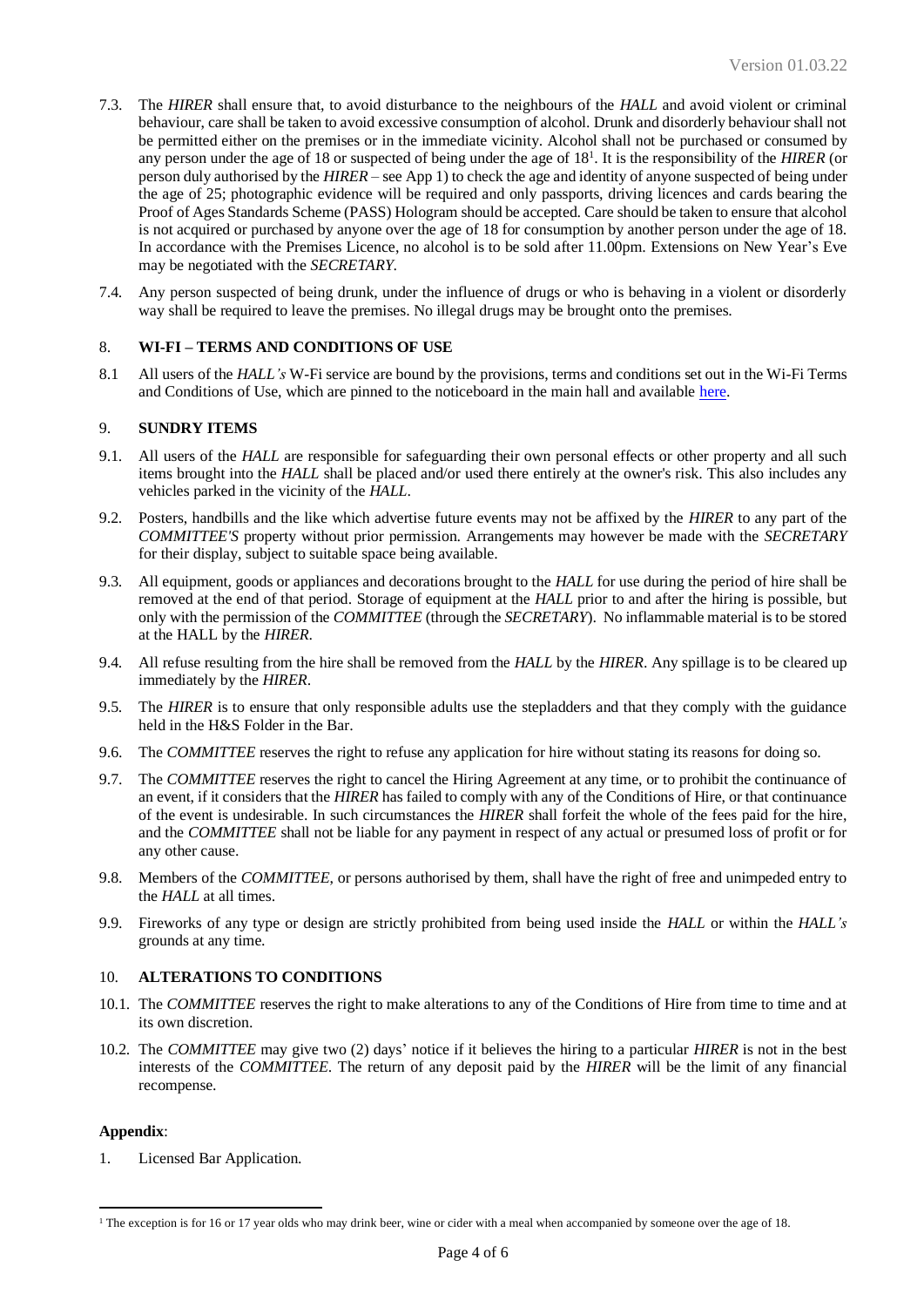7.3. The *HIRER* shall ensure that, to avoid disturbance to the neighbours of the *HALL* and avoid violent or criminal behaviour, care shall be taken to avoid excessive consumption of alcohol. Drunk and disorderly behaviour shall not be permitted either on the premises or in the immediate vicinity. Alcohol shall not be purchased or consumed by any person under the age of 18 or suspected of being under the age of 18[1]. It is the responsibility of the *HIRER* (or person duly authorised by the *HIRER* – see App 1) to check the age and identity of anyone suspected of being under the age of 25; photographic evidence will be required and only passports, driving licences and cards bearing the Proof of Ages Standards Scheme (PASS) Hologram should be accepted. Care should be taken to ensure that alcohol is not acquired or purchased by anyone over the age of 18 for consumption by another person under the age of 18. In accordance with the Premises Licence, no alcohol is to be sold after 11.00pm. Extensions on New Year's Eve may be negotiated with the *SECRETARY*.

7.4. Any person suspected of being drunk, under the influence of drugs or who is behaving in a violent or disorderly way shall be required to leave the premises. No illegal drugs may be brought onto the premises.

## 8. WI-FI – TERMS AND CONDITIONS OF USE

8.1 All users of the *HALL's* W-Fi service are bound by the provisions, terms and conditions set out in the Wi-Fi Terms and Conditions of Use, which are pinned to the noticeboard in the main hall and available here.

## 9. SUNDRY ITEMS

9.1. All users of the *HALL* are responsible for safeguarding their own personal effects or other property and all such items brought into the *HALL* shall be placed and/or used there entirely at the owner's risk. This also includes any vehicles parked in the vicinity of the *HALL*.

9.2. Posters, handbills and the like which advertise future events may not be affixed by the *HIRER* to any part of the *COMMITTEE'S* property without prior permission. Arrangements may however be made with the *SECRETARY* for their display, subject to suitable space being available.

9.3. All equipment, goods or appliances and decorations brought to the *HALL* for use during the period of hire shall be removed at the end of that period. Storage of equipment at the *HALL* prior to and after the hiring is possible, but only with the permission of the *COMMITTEE* (through the *SECRETARY*). No inflammable material is to be stored at the HALL by the *HIRER*.

9.4. All refuse resulting from the hire shall be removed from the *HALL* by the *HIRER*. Any spillage is to be cleared up immediately by the *HIRER*.

9.5. The *HIRER* is to ensure that only responsible adults use the stepladders and that they comply with the guidance held in the H&S Folder in the Bar.

9.6. The *COMMITTEE* reserves the right to refuse any application for hire without stating its reasons for doing so.

9.7. The *COMMITTEE* reserves the right to cancel the Hiring Agreement at any time, or to prohibit the continuance of an event, if it considers that the *HIRER* has failed to comply with any of the Conditions of Hire, or that continuance of the event is undesirable. In such circumstances the *HIRER* shall forfeit the whole of the fees paid for the hire, and the *COMMITTEE* shall not be liable for any payment in respect of any actual or presumed loss of profit or for any other cause.

9.8. Members of the *COMMITTEE*, or persons authorised by them, shall have the right of free and unimpeded entry to the *HALL* at all times.

9.9. Fireworks of any type or design are strictly prohibited from being used inside the *HALL* or within the *HALL's* grounds at any time.

## 10. ALTERATIONS TO CONDITIONS

10.1. The *COMMITTEE* reserves the right to make alterations to any of the Conditions of Hire from time to time and at its own discretion.

10.2. The *COMMITTEE* may give two (2) days' notice if it believes the hiring to a particular *HIRER* is not in the best interests of the *COMMITTEE*. The return of any deposit paid by the *HIRER* will be the limit of any financial recompense.

**Appendix**:

1. Licensed Bar Application.

---

[1] The exception is for 16 or 17 year olds who may drink beer, wine or cider with a meal when accompanied by someone over the age of 18.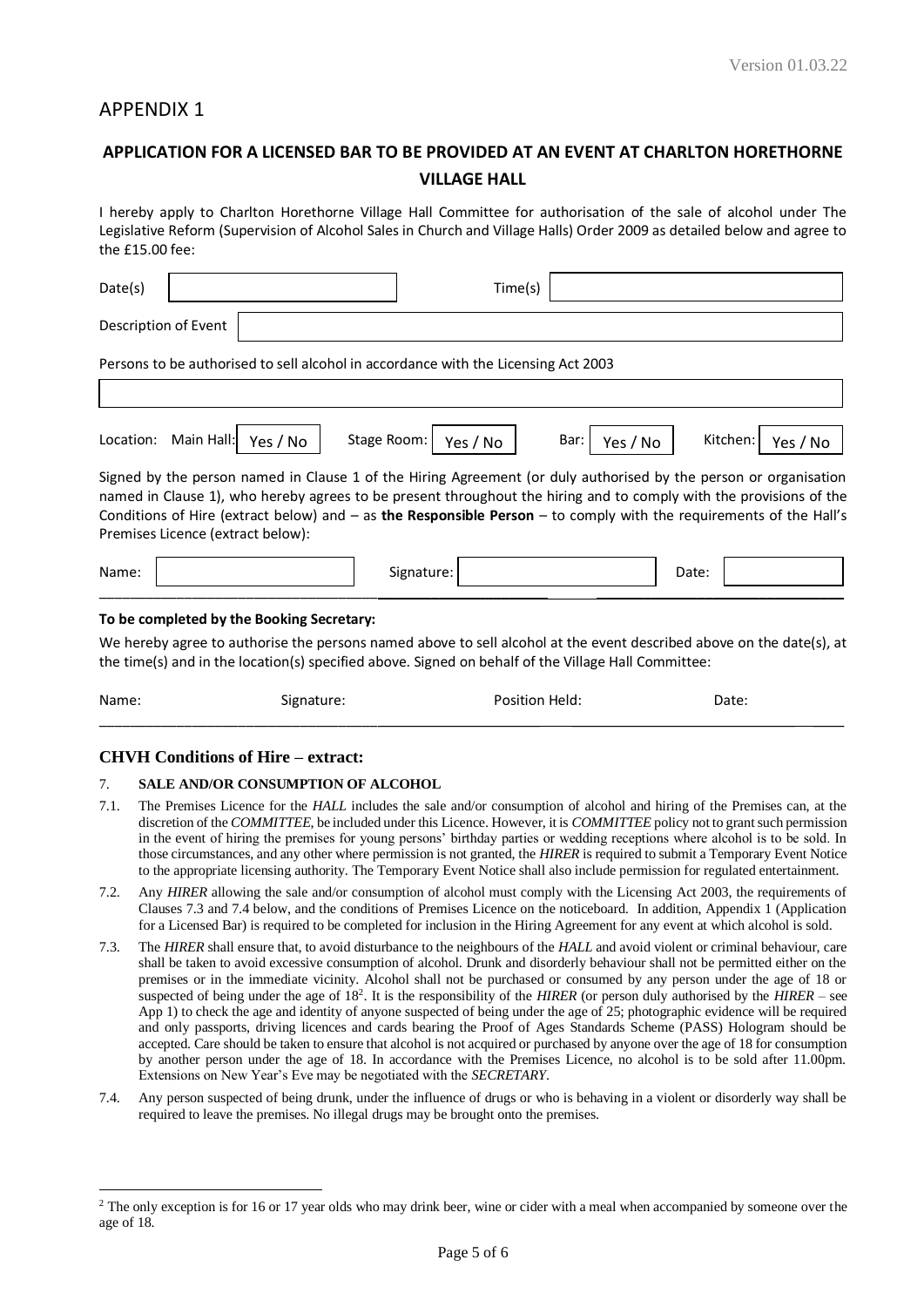# APPENDIX 1

## APPLICATION FOR A LICENSED BAR TO BE PROVIDED AT AN EVENT AT CHARLTON HORETHORNE VILLAGE HALL

I hereby apply to Charlton Horethorne Village Hall Committee for authorisation of the sale of alcohol under The Legislative Reform (Supervision of Alcohol Sales in Church and Village Halls) Order 2009 as detailed below and agree to the £15.00 fee:

Date(s) ____________________ Time(s) ____________________

Description of Event ____________________

Persons to be authorised to sell alcohol in accordance with the Licensing Act 2003

____________________

Location: Main Hall: Yes / No   Stage Room: Yes / No   Bar: Yes / No   Kitchen: Yes / No

Signed by the person named in Clause 1 of the Hiring Agreement (or duly authorised by the person or organisation named in Clause 1), who hereby agrees to be present throughout the hiring and to comply with the provisions of the Conditions of Hire (extract below) and – as **the Responsible Person** – to comply with the requirements of the Hall's Premises Licence (extract below):

Name: ____________________ Signature: ____________________ Date: ____________

**To be completed by the Booking Secretary:**

We hereby agree to authorise the persons named above to sell alcohol at the event described above on the date(s), at the time(s) and in the location(s) specified above. Signed on behalf of the Village Hall Committee:

Name: Signature: Position Held: Date:

### CHVH Conditions of Hire – extract:

7. **SALE AND/OR CONSUMPTION OF ALCOHOL**

7.1. The Premises Licence for the *HALL* includes the sale and/or consumption of alcohol and hiring of the Premises can, at the discretion of the *COMMITTEE*, be included under this Licence. However, it is *COMMITTEE* policy not to grant such permission in the event of hiring the premises for young persons' birthday parties or wedding receptions where alcohol is to be sold. In those circumstances, and any other where permission is not granted, the *HIRER* is required to submit a Temporary Event Notice to the appropriate licensing authority. The Temporary Event Notice shall also include permission for regulated entertainment.

7.2. Any *HIRER* allowing the sale and/or consumption of alcohol must comply with the Licensing Act 2003, the requirements of Clauses 7.3 and 7.4 below, and the conditions of Premises Licence on the noticeboard. In addition, Appendix 1 (Application for a Licensed Bar) is required to be completed for inclusion in the Hiring Agreement for any event at which alcohol is sold.

7.3. The *HIRER* shall ensure that, to avoid disturbance to the neighbours of the *HALL* and avoid violent or criminal behaviour, care shall be taken to avoid excessive consumption of alcohol. Drunk and disorderly behaviour shall not be permitted either on the premises or in the immediate vicinity. Alcohol shall not be purchased or consumed by any person under the age of 18 or suspected of being under the age of 18[2]. It is the responsibility of the *HIRER* (or person duly authorised by the *HIRER* – see App 1) to check the age and identity of anyone suspected of being under the age of 25; photographic evidence will be required and only passports, driving licences and cards bearing the Proof of Ages Standards Scheme (PASS) Hologram should be accepted. Care should be taken to ensure that alcohol is not acquired or purchased by anyone over the age of 18 for consumption by another person under the age of 18. In accordance with the Premises Licence, no alcohol is to be sold after 11.00pm. Extensions on New Year's Eve may be negotiated with the *SECRETARY*.

7.4. Any person suspected of being drunk, under the influence of drugs or who is behaving in a violent or disorderly way shall be required to leave the premises. No illegal drugs may be brought onto the premises.

---

[2] The only exception is for 16 or 17 year olds who may drink beer, wine or cider with a meal when accompanied by someone over the age of 18.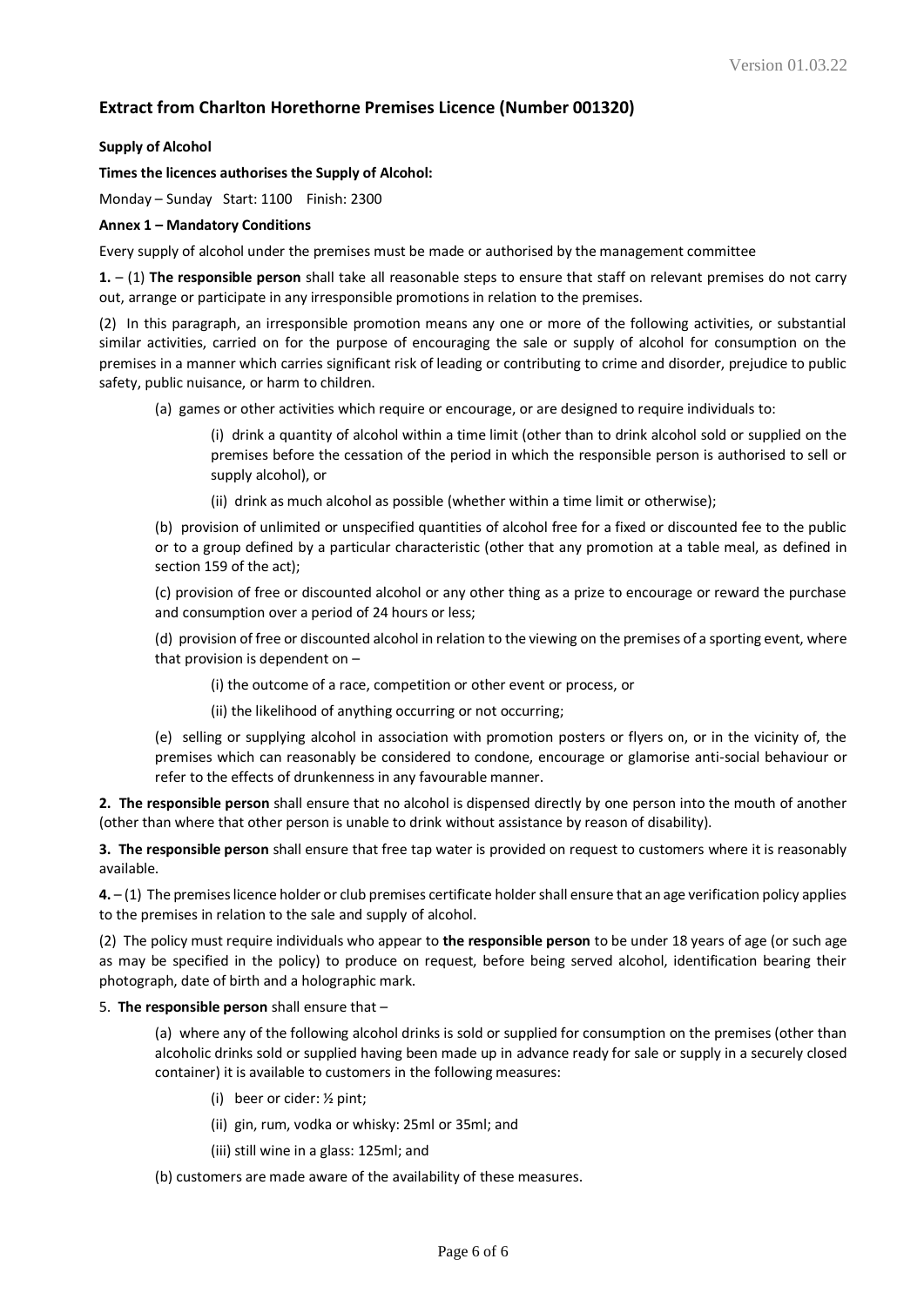## Extract from Charlton Horethorne Premises Licence (Number 001320)

**Supply of Alcohol**

**Times the licences authorises the Supply of Alcohol:**

Monday – Sunday Start: 1100 Finish: 2300

**Annex 1 – Mandatory Conditions**

Every supply of alcohol under the premises must be made or authorised by the management committee

**1.** – (1) **The responsible person** shall take all reasonable steps to ensure that staff on relevant premises do not carry out, arrange or participate in any irresponsible promotions in relation to the premises.

(2) In this paragraph, an irresponsible promotion means any one or more of the following activities, or substantial similar activities, carried on for the purpose of encouraging the sale or supply of alcohol for consumption on the premises in a manner which carries significant risk of leading or contributing to crime and disorder, prejudice to public safety, public nuisance, or harm to children.

> (a) games or other activities which require or encourage, or are designed to require individuals to:
>
> > (i) drink a quantity of alcohol within a time limit (other than to drink alcohol sold or supplied on the premises before the cessation of the period in which the responsible person is authorised to sell or supply alcohol), or
> >
> > (ii) drink as much alcohol as possible (whether within a time limit or otherwise);
>
> (b) provision of unlimited or unspecified quantities of alcohol free for a fixed or discounted fee to the public or to a group defined by a particular characteristic (other that any promotion at a table meal, as defined in section 159 of the act);
>
> (c) provision of free or discounted alcohol or any other thing as a prize to encourage or reward the purchase and consumption over a period of 24 hours or less;
>
> (d) provision of free or discounted alcohol in relation to the viewing on the premises of a sporting event, where that provision is dependent on –
>
> > (i) the outcome of a race, competition or other event or process, or
> >
> > (ii) the likelihood of anything occurring or not occurring;
>
> (e) selling or supplying alcohol in association with promotion posters or flyers on, or in the vicinity of, the premises which can reasonably be considered to condone, encourage or glamorise anti-social behaviour or refer to the effects of drunkenness in any favourable manner.

**2. The responsible person** shall ensure that no alcohol is dispensed directly by one person into the mouth of another (other than where that other person is unable to drink without assistance by reason of disability).

**3. The responsible person** shall ensure that free tap water is provided on request to customers where it is reasonably available.

**4.** – (1) The premises licence holder or club premises certificate holder shall ensure that an age verification policy applies to the premises in relation to the sale and supply of alcohol.

(2) The policy must require individuals who appear to **the responsible person** to be under 18 years of age (or such age as may be specified in the policy) to produce on request, before being served alcohol, identification bearing their photograph, date of birth and a holographic mark.

5. **The responsible person** shall ensure that –

> (a) where any of the following alcohol drinks is sold or supplied for consumption on the premises (other than alcoholic drinks sold or supplied having been made up in advance ready for sale or supply in a securely closed container) it is available to customers in the following measures:
>
> > (i) beer or cider: ½ pint;
> >
> > (ii) gin, rum, vodka or whisky: 25ml or 35ml; and
> >
> > (iii) still wine in a glass: 125ml; and
>
> (b) customers are made aware of the availability of these measures.